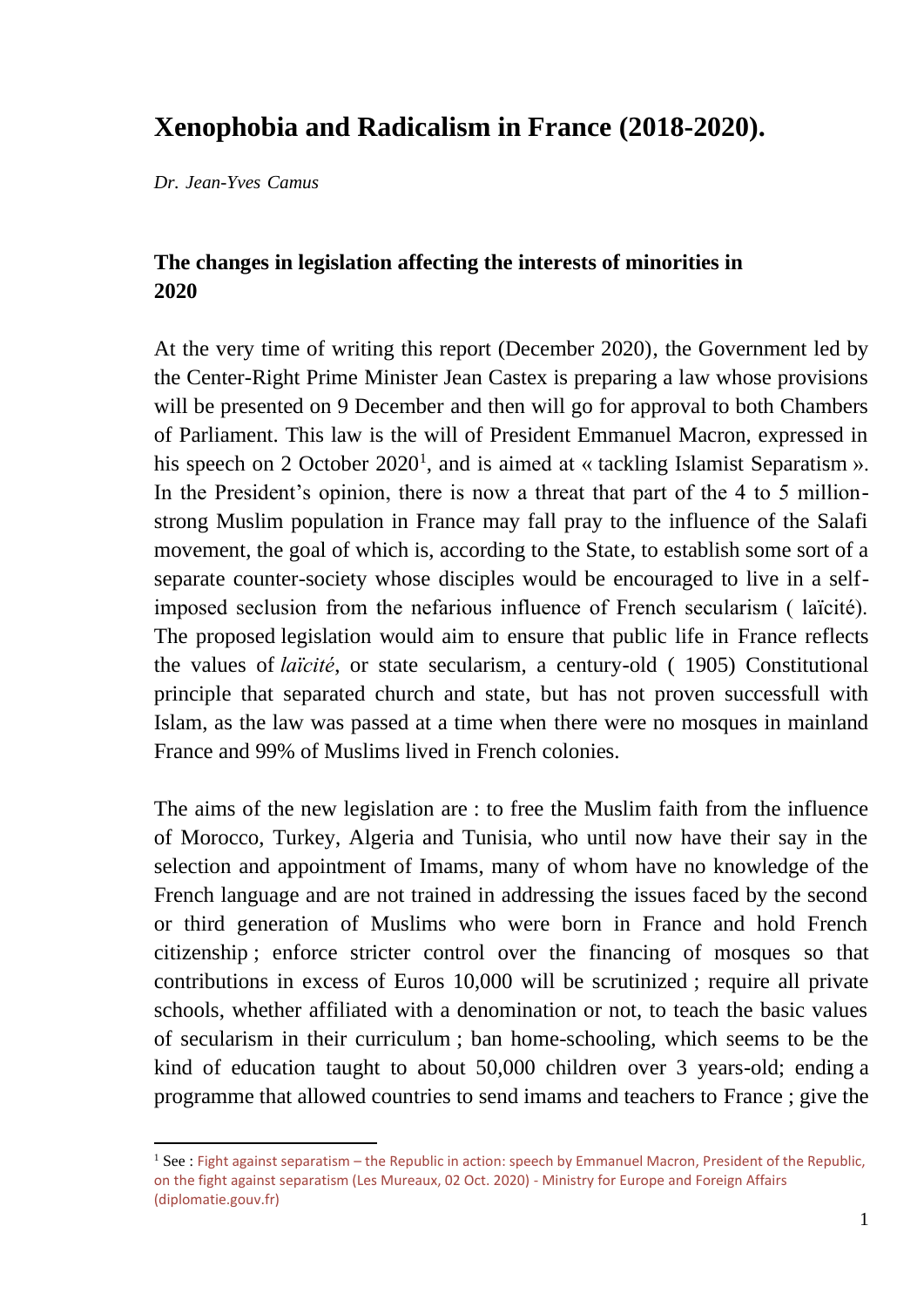# Xenophobia and Radicalism in France (2018-2020).

*Dr. Jean-Yves Camus*

## The changes in legislation affecting the interests of minorities in 2020

At the very time of writing this report (December 2020), the Government led by the Center-Right Prime Minister Jean Castex is preparing a law whose provisions will be presented on 9 December and then will go for approval to both Chambers of Parliament. This law is the will of President Emmanuel Macron, expressed in his speech on 2 October 2020[1], and is aimed at « tackling Islamist Separatism ». In the President's opinion, there is now a threat that part of the 4 to 5 million-strong Muslim population in France may fall pray to the influence of the Salafi movement, the goal of which is, according to the State, to establish some sort of a separate counter-society whose disciples would be encouraged to live in a self-imposed seclusion from the nefarious influence of French secularism ( laïcité). The proposed legislation would aim to ensure that public life in France reflects the values of *laïcité*, or state secularism, a century-old ( 1905) Constitutional principle that separated church and state, but has not proven successfull with Islam, as the law was passed at a time when there were no mosques in mainland France and 99% of Muslims lived in French colonies.

The aims of the new legislation are : to free the Muslim faith from the influence of Morocco, Turkey, Algeria and Tunisia, who until now have their say in the selection and appointment of Imams, many of whom have no knowledge of the French language and are not trained in addressing the issues faced by the second or third generation of Muslims who were born in France and hold French citizenship ; enforce stricter control over the financing of mosques so that contributions in excess of Euros 10,000 will be scrutinized ; require all private schools, whether affiliated with a denomination or not, to teach the basic values of secularism in their curriculum ; ban home-schooling, which seems to be the kind of education taught to about 50,000 children over 3 years-old; ending a programme that allowed countries to send imams and teachers to France ; give the

[1] See : Fight against separatism – the Republic in action: speech by Emmanuel Macron, President of the Republic, on the fight against separatism (Les Mureaux, 02 Oct. 2020) - Ministry for Europe and Foreign Affairs (diplomatie.gouv.fr)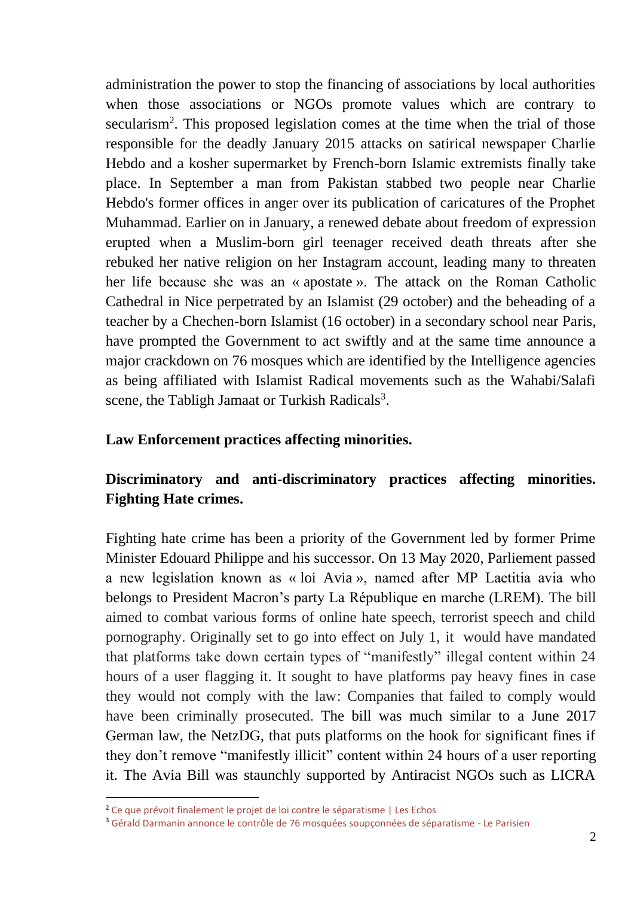administration the power to stop the financing of associations by local authorities when those associations or NGOs promote values which are contrary to secularism[2]. This proposed legislation comes at the time when the trial of those responsible for the deadly January 2015 attacks on satirical newspaper Charlie Hebdo and a kosher supermarket by French-born Islamic extremists finally take place. In September a man from Pakistan stabbed two people near Charlie Hebdo's former offices in anger over its publication of caricatures of the Prophet Muhammad. Earlier on in January, a renewed debate about freedom of expression erupted when a Muslim-born girl teenager received death threats after she rebuked her native religion on her Instagram account, leading many to threaten her life because she was an « apostate ». The attack on the Roman Catholic Cathedral in Nice perpetrated by an Islamist (29 october) and the beheading of a teacher by a Chechen-born Islamist (16 october) in a secondary school near Paris, have prompted the Government to act swiftly and at the same time announce a major crackdown on 76 mosques which are identified by the Intelligence agencies as being affiliated with Islamist Radical movements such as the Wahabi/Salafi scene, the Tabligh Jamaat or Turkish Radicals[3].

**Law Enforcement practices affecting minorities.**

**Discriminatory and anti-discriminatory practices affecting minorities. Fighting Hate crimes.**

Fighting hate crime has been a priority of the Government led by former Prime Minister Edouard Philippe and his successor. On 13 May 2020, Parliement passed a new legislation known as « loi Avia », named after MP Laetitia avia who belongs to President Macron's party La République en marche (LREM). The bill aimed to combat various forms of online hate speech, terrorist speech and child pornography. Originally set to go into effect on July 1, it would have mandated that platforms take down certain types of "manifestly" illegal content within 24 hours of a user flagging it. It sought to have platforms pay heavy fines in case they would not comply with the law: Companies that failed to comply would have been criminally prosecuted. The bill was much similar to a June 2017 German law, the NetzDG, that puts platforms on the hook for significant fines if they don't remove "manifestly illicit" content within 24 hours of a user reporting it. The Avia Bill was staunchly supported by Antiracist NGOs such as LICRA

---

[2] Ce que prévoit finalement le projet de loi contre le séparatisme | Les Echos

[3] Gérald Darmanin annonce le contrôle de 76 mosquées soupçonnées de séparatisme - Le Parisien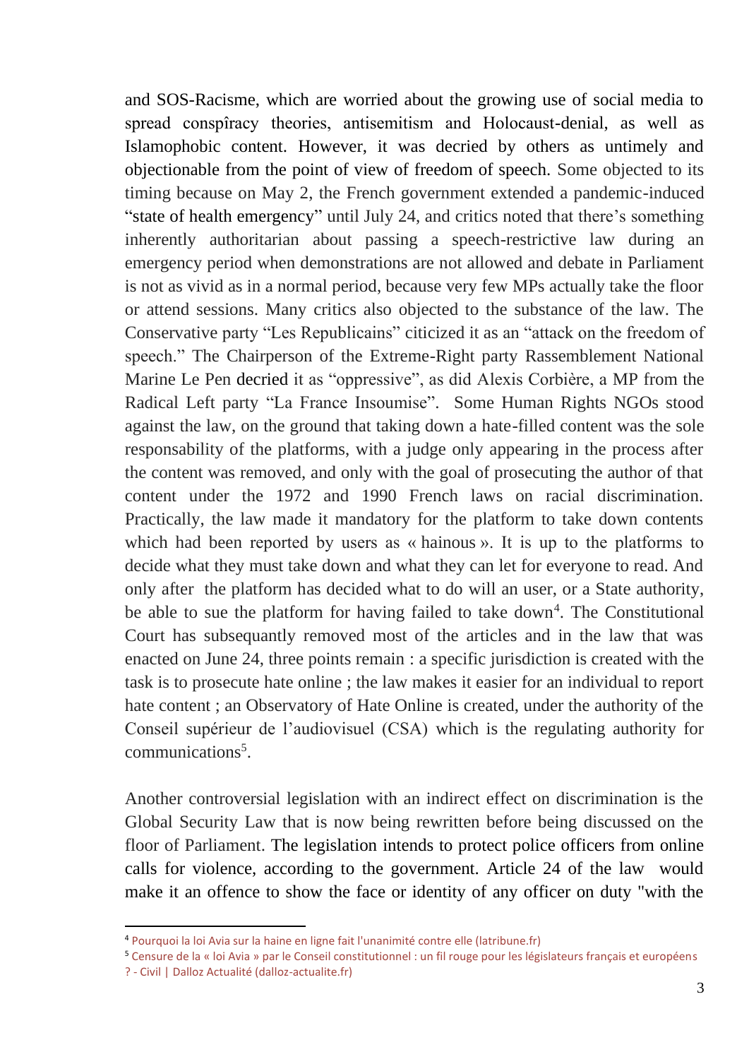and SOS-Racisme, which are worried about the growing use of social media to spread conspîracy theories, antisemitism and Holocaust-denial, as well as Islamophobic content. However, it was decried by others as untimely and objectionable from the point of view of freedom of speech. Some objected to its timing because on May 2, the French government extended a pandemic-induced "state of health emergency" until July 24, and critics noted that there's something inherently authoritarian about passing a speech-restrictive law during an emergency period when demonstrations are not allowed and debate in Parliament is not as vivid as in a normal period, because very few MPs actually take the floor or attend sessions. Many critics also objected to the substance of the law. The Conservative party "Les Republicains" citicized it as an "attack on the freedom of speech." The Chairperson of the Extreme-Right party Rassemblement National Marine Le Pen decried it as "oppressive", as did Alexis Corbière, a MP from the Radical Left party "La France Insoumise". Some Human Rights NGOs stood against the law, on the ground that taking down a hate-filled content was the sole responsability of the platforms, with a judge only appearing in the process after the content was removed, and only with the goal of prosecuting the author of that content under the 1972 and 1990 French laws on racial discrimination. Practically, the law made it mandatory for the platform to take down contents which had been reported by users as « hainous ». It is up to the platforms to decide what they must take down and what they can let for everyone to read. And only after the platform has decided what to do will an user, or a State authority, be able to sue the platform for having failed to take down[4]. The Constitutional Court has subsequantly removed most of the articles and in the law that was enacted on June 24, three points remain : a specific jurisdiction is created with the task is to prosecute hate online ; the law makes it easier for an individual to report hate content ; an Observatory of Hate Online is created, under the authority of the Conseil supérieur de l'audiovisuel (CSA) which is the regulating authority for communications[5].

Another controversial legislation with an indirect effect on discrimination is the Global Security Law that is now being rewritten before being discussed on the floor of Parliament. The legislation intends to protect police officers from online calls for violence, according to the government. Article 24 of the law would make it an offence to show the face or identity of any officer on duty "with the

---

[4] Pourquoi la loi Avia sur la haine en ligne fait l'unanimité contre elle (latribune.fr)

[5] Censure de la « loi Avia » par le Conseil constitutionnel : un fil rouge pour les législateurs français et européens ? - Civil | Dalloz Actualité (dalloz-actualite.fr)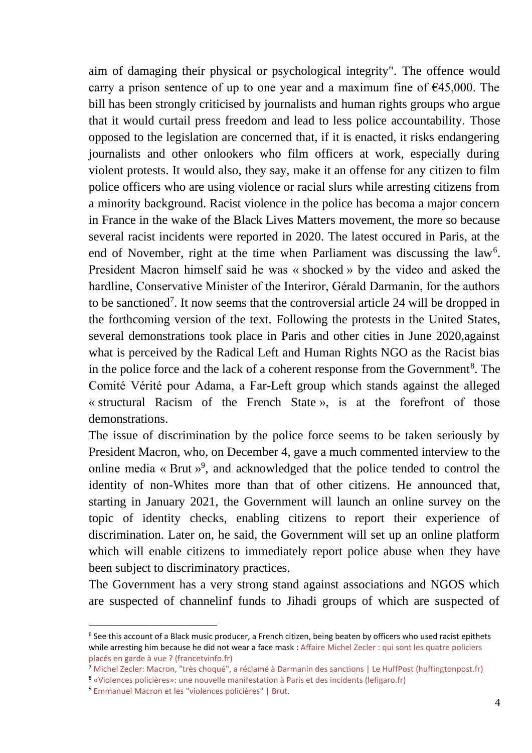aim of damaging their physical or psychological integrity". The offence would carry a prison sentence of up to one year and a maximum fine of €45,000. The bill has been strongly criticised by journalists and human rights groups who argue that it would curtail press freedom and lead to less police accountability. Those opposed to the legislation are concerned that, if it is enacted, it risks endangering journalists and other onlookers who film officers at work, especially during violent protests. It would also, they say, make it an offense for any citizen to film police officers who are using violence or racial slurs while arresting citizens from a minority background. Racist violence in the police has becoma a major concern in France in the wake of the Black Lives Matters movement, the more so because several racist incidents were reported in 2020. The latest occured in Paris, at the end of November, right at the time when Parliament was discussing the law[6]. President Macron himself said he was « shocked » by the video and asked the hardline, Conservative Minister of the Interiror, Gérald Darmanin, for the authors to be sanctioned[7]. It now seems that the controversial article 24 will be dropped in the forthcoming version of the text. Following the protests in the United States, several demonstrations took place in Paris and other cities in June 2020,against what is perceived by the Radical Left and Human Rights NGO as the Racist bias in the police force and the lack of a coherent response from the Government[8]. The Comité Vérité pour Adama, a Far-Left group which stands against the alleged « structural Racism of the French State », is at the forefront of those demonstrations.

The issue of discrimination by the police force seems to be taken seriously by President Macron, who, on December 4, gave a much commented interview to the online media « Brut »[9], and acknowledged that the police tended to control the identity of non-Whites more than that of other citizens. He announced that, starting in January 2021, the Government will launch an online survey on the topic of identity checks, enabling citizens to report their experience of discrimination. Later on, he said, the Government will set up an online platform which will enable citizens to immediately report police abuse when they have been subject to discriminatory practices.

The Government has a very strong stand against associations and NGOS which are suspected of channelinf funds to Jihadi groups of which are suspected of

---

[6] See this account of a Black music producer, a French citizen, being beaten by officers who used racist epithets while arresting him because he did not wear a face mask : Affaire Michel Zecler : qui sont les quatre policiers placés en garde à vue ? (francetvinfo.fr)

[7] Michel Zecler: Macron, "très choqué", a réclamé à Darmanin des sanctions | Le HuffPost (huffingtonpost.fr)

[8] «Violences policières»: une nouvelle manifestation à Paris et des incidents (lefigaro.fr)

[9] Emmanuel Macron et les "violences policières" | Brut.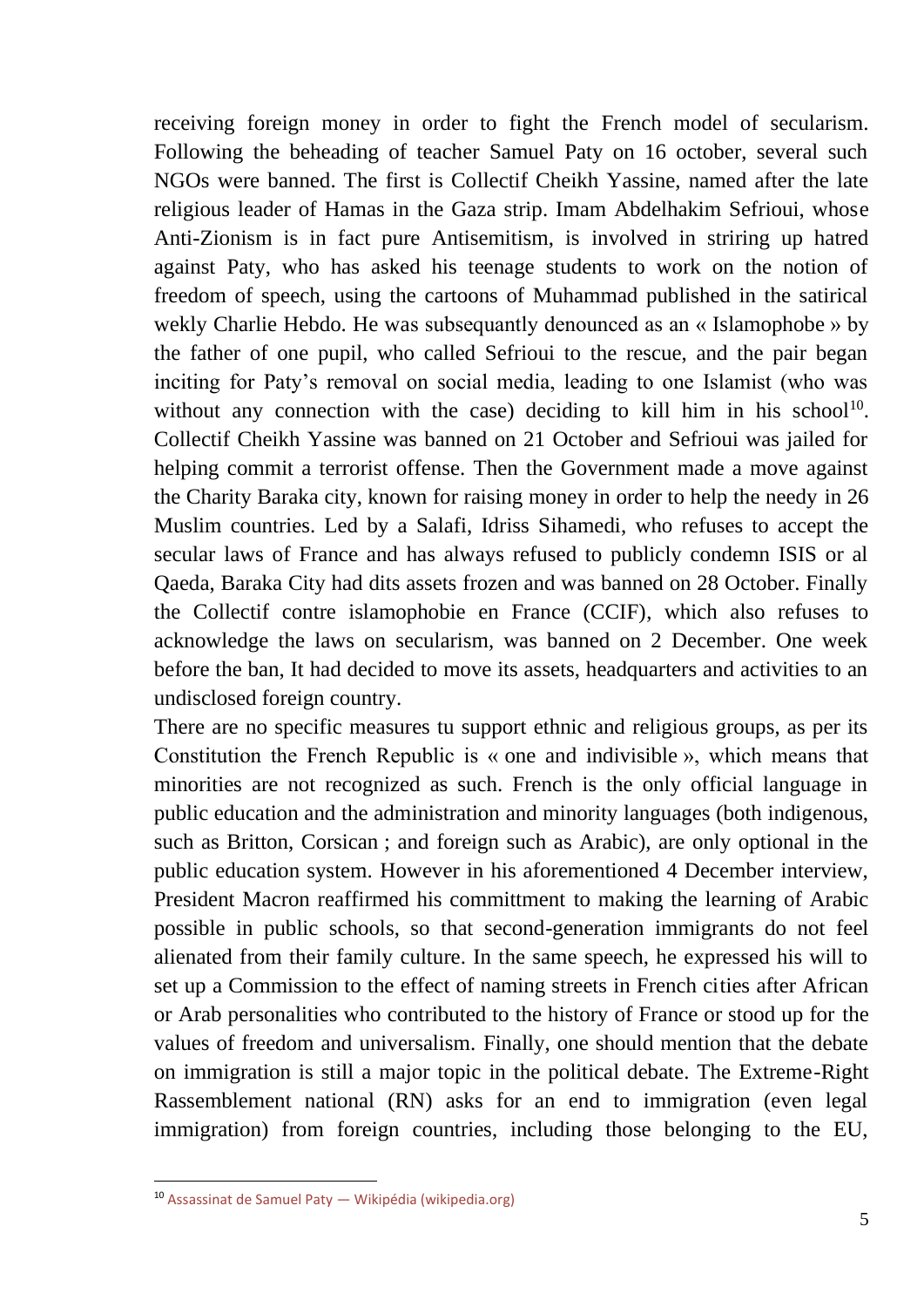receiving foreign money in order to fight the French model of secularism. Following the beheading of teacher Samuel Paty on 16 october, several such NGOs were banned. The first is Collectif Cheikh Yassine, named after the late religious leader of Hamas in the Gaza strip. Imam Abdelhakim Sefrioui, whose Anti-Zionism is in fact pure Antisemitism, is involved in striring up hatred against Paty, who has asked his teenage students to work on the notion of freedom of speech, using the cartoons of Muhammad published in the satirical wekly Charlie Hebdo. He was subsequantly denounced as an « Islamophobe » by the father of one pupil, who called Sefrioui to the rescue, and the pair began inciting for Paty's removal on social media, leading to one Islamist (who was without any connection with the case) deciding to kill him in his school[10]. Collectif Cheikh Yassine was banned on 21 October and Sefrioui was jailed for helping commit a terrorist offense. Then the Government made a move against the Charity Baraka city, known for raising money in order to help the needy in 26 Muslim countries. Led by a Salafi, Idriss Sihamedi, who refuses to accept the secular laws of France and has always refused to publicly condemn ISIS or al Qaeda, Baraka City had dits assets frozen and was banned on 28 October. Finally the Collectif contre islamophobie en France (CCIF), which also refuses to acknowledge the laws on secularism, was banned on 2 December. One week before the ban, It had decided to move its assets, headquarters and activities to an undisclosed foreign country.

There are no specific measures tu support ethnic and religious groups, as per its Constitution the French Republic is « one and indivisible », which means that minorities are not recognized as such. French is the only official language in public education and the administration and minority languages (both indigenous, such as Britton, Corsican ; and foreign such as Arabic), are only optional in the public education system. However in his aforementioned 4 December interview, President Macron reaffirmed his committment to making the learning of Arabic possible in public schools, so that second-generation immigrants do not feel alienated from their family culture. In the same speech, he expressed his will to set up a Commission to the effect of naming streets in French cities after African or Arab personalities who contributed to the history of France or stood up for the values of freedom and universalism. Finally, one should mention that the debate on immigration is still a major topic in the political debate. The Extreme-Right Rassemblement national (RN) asks for an end to immigration (even legal immigration) from foreign countries, including those belonging to the EU,

---

[10] Assassinat de Samuel Paty — Wikipédia (wikipedia.org)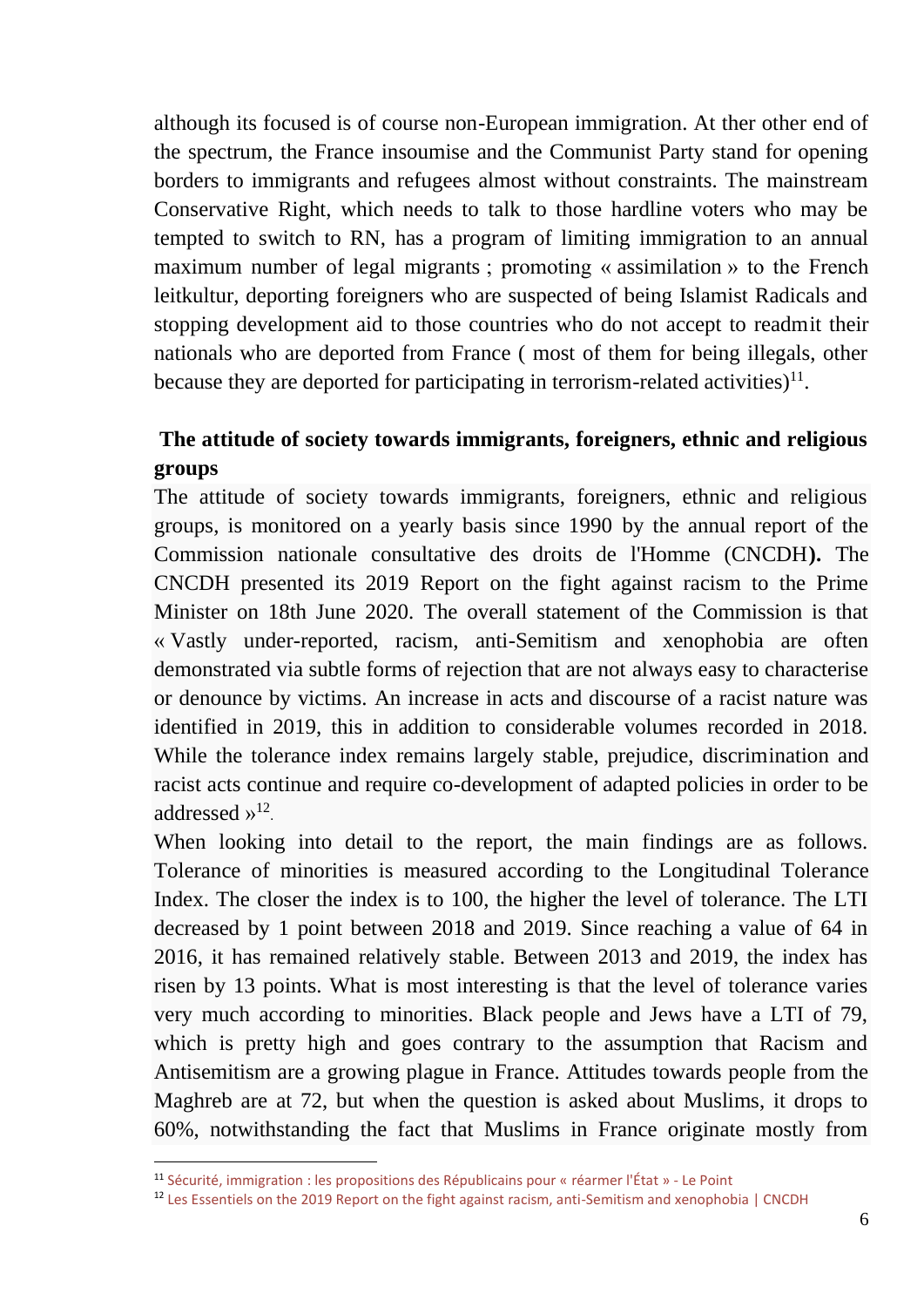although its focused is of course non-European immigration. At ther other end of the spectrum, the France insoumise and the Communist Party stand for opening borders to immigrants and refugees almost without constraints. The mainstream Conservative Right, which needs to talk to those hardline voters who may be tempted to switch to RN, has a program of limiting immigration to an annual maximum number of legal migrants ; promoting « assimilation » to the French leitkultur, deporting foreigners who are suspected of being Islamist Radicals and stopping development aid to those countries who do not accept to readmit their nationals who are deported from France ( most of them for being illegals, other because they are deported for participating in terrorism-related activities)[11].

## The attitude of society towards immigrants, foreigners, ethnic and religious groups

The attitude of society towards immigrants, foreigners, ethnic and religious groups, is monitored on a yearly basis since 1990 by the annual report of the Commission nationale consultative des droits de l'Homme (CNCDH**).** The CNCDH presented its 2019 Report on the fight against racism to the Prime Minister on 18th June 2020. The overall statement of the Commission is that « Vastly under-reported, racism, anti-Semitism and xenophobia are often demonstrated via subtle forms of rejection that are not always easy to characterise or denounce by victims. An increase in acts and discourse of a racist nature was identified in 2019, this in addition to considerable volumes recorded in 2018. While the tolerance index remains largely stable, prejudice, discrimination and racist acts continue and require co-development of adapted policies in order to be addressed »[12].

When looking into detail to the report, the main findings are as follows. Tolerance of minorities is measured according to the Longitudinal Tolerance Index. The closer the index is to 100, the higher the level of tolerance. The LTI decreased by 1 point between 2018 and 2019. Since reaching a value of 64 in 2016, it has remained relatively stable. Between 2013 and 2019, the index has risen by 13 points. What is most interesting is that the level of tolerance varies very much according to minorities. Black people and Jews have a LTI of 79, which is pretty high and goes contrary to the assumption that Racism and Antisemitism are a growing plague in France. Attitudes towards people from the Maghreb are at 72, but when the question is asked about Muslims, it drops to 60%, notwithstanding the fact that Muslims in France originate mostly from

---

[11] Sécurité, immigration : les propositions des Républicains pour « réarmer l'État » - Le Point

[12] Les Essentiels on the 2019 Report on the fight against racism, anti-Semitism and xenophobia | CNCDH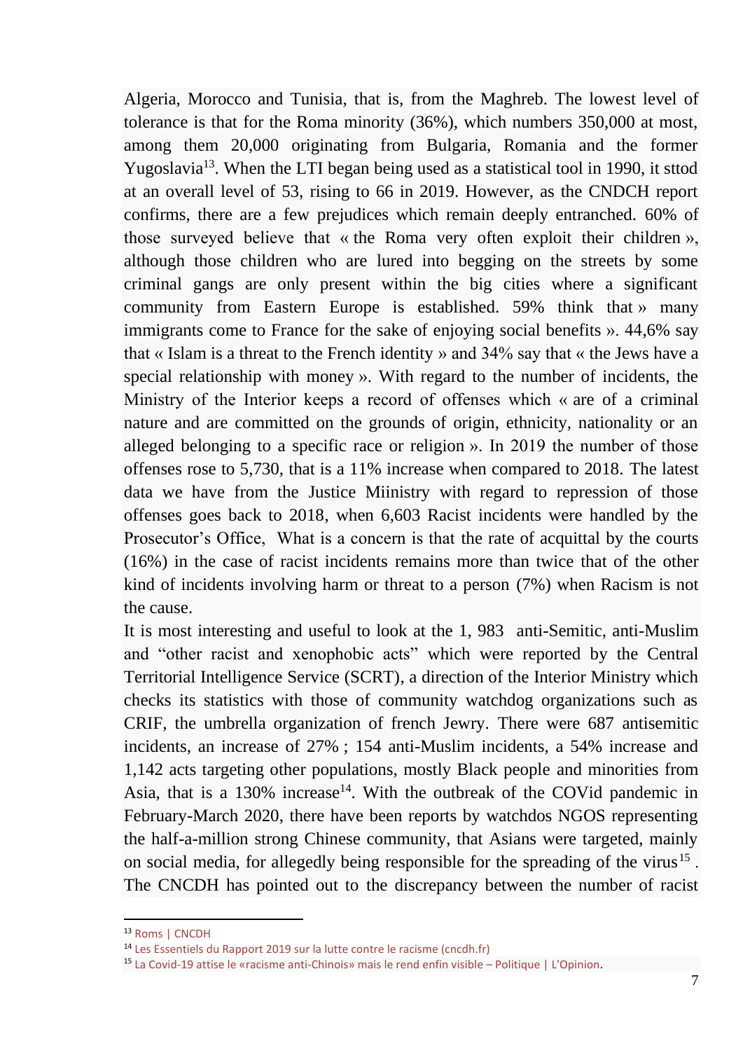Algeria, Morocco and Tunisia, that is, from the Maghreb. The lowest level of tolerance is that for the Roma minority (36%), which numbers 350,000 at most, among them 20,000 originating from Bulgaria, Romania and the former Yugoslavia[13]. When the LTI began being used as a statistical tool in 1990, it sttod at an overall level of 53, rising to 66 in 2019. However, as the CNDCH report confirms, there are a few prejudices which remain deeply entranched. 60% of those surveyed believe that « the Roma very often exploit their children », although those children who are lured into begging on the streets by some criminal gangs are only present within the big cities where a significant community from Eastern Europe is established. 59% think that » many immigrants come to France for the sake of enjoying social benefits ». 44,6% say that « Islam is a threat to the French identity » and 34% say that « the Jews have a special relationship with money ». With regard to the number of incidents, the Ministry of the Interior keeps a record of offenses which « are of a criminal nature and are committed on the grounds of origin, ethnicity, nationality or an alleged belonging to a specific race or religion ». In 2019 the number of those offenses rose to 5,730, that is a 11% increase when compared to 2018. The latest data we have from the Justice Miinistry with regard to repression of those offenses goes back to 2018, when 6,603 Racist incidents were handled by the Prosecutor's Office, What is a concern is that the rate of acquittal by the courts (16%) in the case of racist incidents remains more than twice that of the other kind of incidents involving harm or threat to a person (7%) when Racism is not the cause.

It is most interesting and useful to look at the 1, 983 anti-Semitic, anti-Muslim and "other racist and xenophobic acts" which were reported by the Central Territorial Intelligence Service (SCRT), a direction of the Interior Ministry which checks its statistics with those of community watchdog organizations such as CRIF, the umbrella organization of french Jewry. There were 687 antisemitic incidents, an increase of 27% ; 154 anti-Muslim incidents, a 54% increase and 1,142 acts targeting other populations, mostly Black people and minorities from Asia, that is a 130% increase[14]. With the outbreak of the COVid pandemic in February-March 2020, there have been reports by watchdos NGOS representing the half-a-million strong Chinese community, that Asians were targeted, mainly on social media, for allegedly being responsible for the spreading of the virus[15]. The CNCDH has pointed out to the discrepancy between the number of racist

[13] Roms | CNCDH

[14] Les Essentiels du Rapport 2019 sur la lutte contre le racisme (cncdh.fr)

[15] La Covid-19 attise le «racisme anti-Chinois» mais le rend enfin visible – Politique | L'Opinion.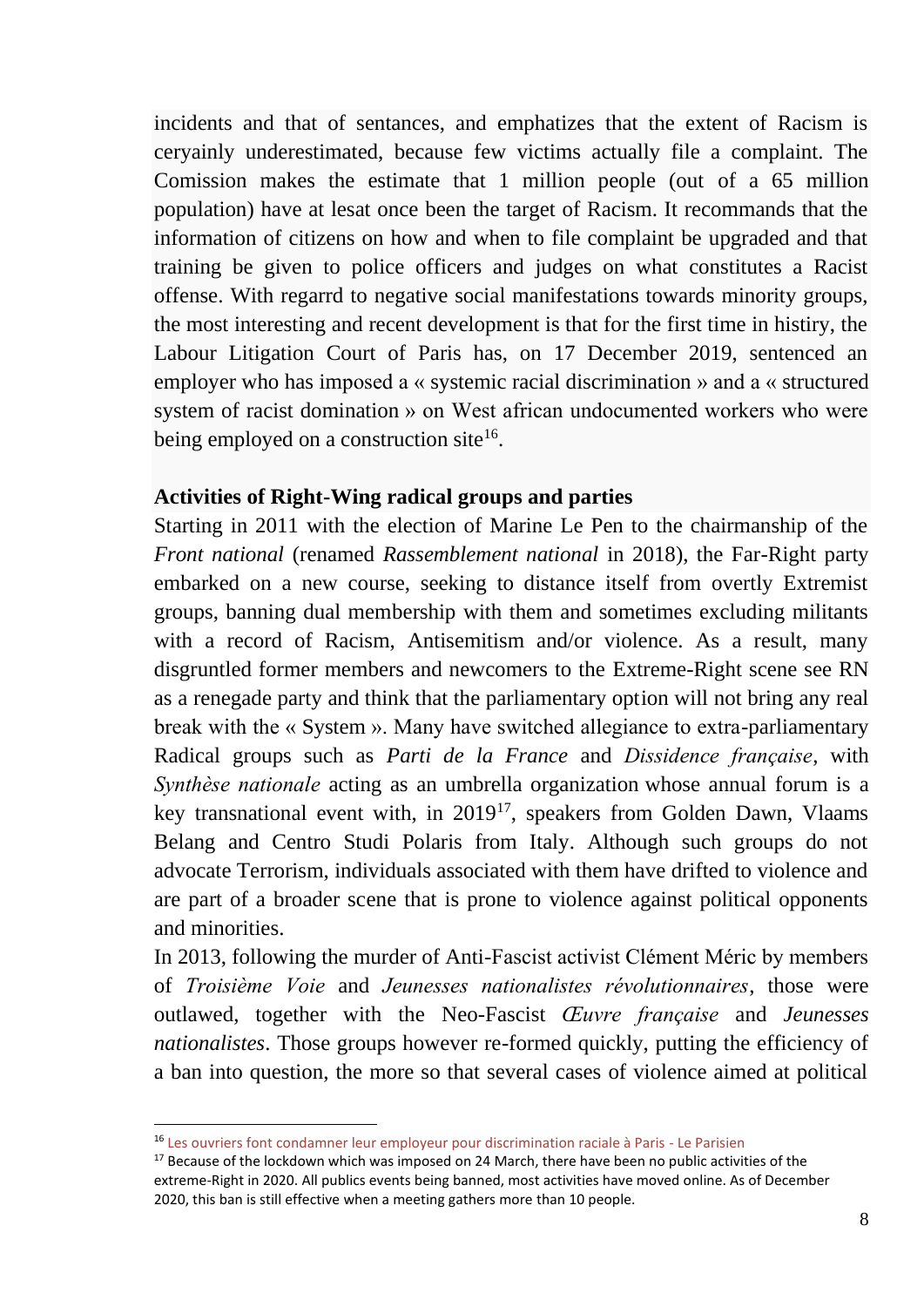incidents and that of sentances, and emphatizes that the extent of Racism is ceryainly underestimated, because few victims actually file a complaint. The Comission makes the estimate that 1 million people (out of a 65 million population) have at lesat once been the target of Racism. It recommands that the information of citizens on how and when to file complaint be upgraded and that training be given to police officers and judges on what constitutes a Racist offense. With regarrd to negative social manifestations towards minority groups, the most interesting and recent development is that for the first time in histiry, the Labour Litigation Court of Paris has, on 17 December 2019, sentenced an employer who has imposed a « systemic racial discrimination » and a « structured system of racist domination » on West african undocumented workers who were being employed on a construction site[16].

**Activities of Right-Wing radical groups and parties**

Starting in 2011 with the election of Marine Le Pen to the chairmanship of the *Front national* (renamed *Rassemblement national* in 2018), the Far-Right party embarked on a new course, seeking to distance itself from overtly Extremist groups, banning dual membership with them and sometimes excluding militants with a record of Racism, Antisemitism and/or violence. As a result, many disgruntled former members and newcomers to the Extreme-Right scene see RN as a renegade party and think that the parliamentary option will not bring any real break with the « System ». Many have switched allegiance to extra-parliamentary Radical groups such as *Parti de la France* and *Dissidence française*, with *Synthèse nationale* acting as an umbrella organization whose annual forum is a key transnational event with, in 2019[17], speakers from Golden Dawn, Vlaams Belang and Centro Studi Polaris from Italy. Although such groups do not advocate Terrorism, individuals associated with them have drifted to violence and are part of a broader scene that is prone to violence against political opponents and minorities.

In 2013, following the murder of Anti-Fascist activist Clément Méric by members of *Troisième Voie* and *Jeunesses nationalistes révolutionnaires*, those were outlawed, together with the Neo-Fascist *Œuvre française* and *Jeunesses nationalistes*. Those groups however re-formed quickly, putting the efficiency of a ban into question, the more so that several cases of violence aimed at political

---

[16] Les ouvriers font condamner leur employeur pour discrimination raciale à Paris - Le Parisien

[17] Because of the lockdown which was imposed on 24 March, there have been no public activities of the extreme-Right in 2020. All publics events being banned, most activities have moved online. As of December 2020, this ban is still effective when a meeting gathers more than 10 people.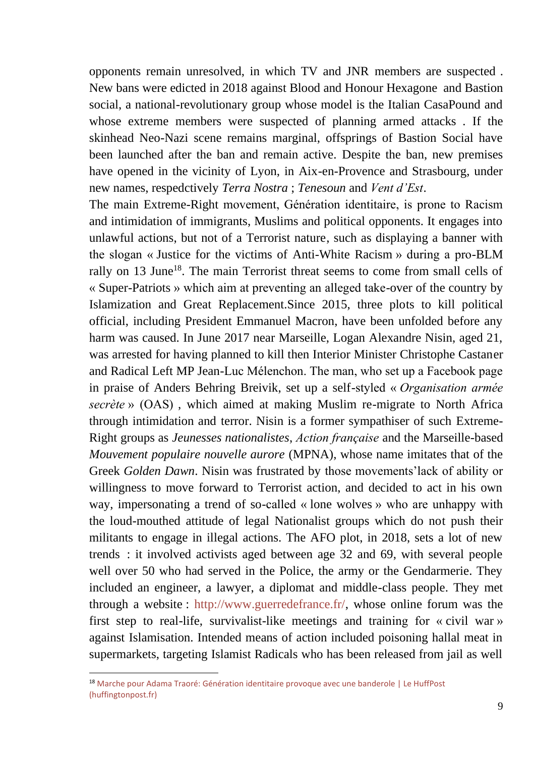opponents remain unresolved, in which TV and JNR members are suspected . New bans were edicted in 2018 against Blood and Honour Hexagone and Bastion social, a national-revolutionary group whose model is the Italian CasaPound and whose extreme members were suspected of planning armed attacks . If the skinhead Neo-Nazi scene remains marginal, offsprings of Bastion Social have been launched after the ban and remain active. Despite the ban, new premises have opened in the vicinity of Lyon, in Aix-en-Provence and Strasbourg, under new names, respedctively *Terra Nostra* ; *Tenesoun* and *Vent d'Est*.

The main Extreme-Right movement, Génération identitaire, is prone to Racism and intimidation of immigrants, Muslims and political opponents. It engages into unlawful actions, but not of a Terrorist nature, such as displaying a banner with the slogan « Justice for the victims of Anti-White Racism » during a pro-BLM rally on 13 June[18]. The main Terrorist threat seems to come from small cells of « Super-Patriots » which aim at preventing an alleged take-over of the country by Islamization and Great Replacement.Since 2015, three plots to kill political official, including President Emmanuel Macron, have been unfolded before any harm was caused. In June 2017 near Marseille, Logan Alexandre Nisin, aged 21, was arrested for having planned to kill then Interior Minister Christophe Castaner and Radical Left MP Jean-Luc Mélenchon. The man, who set up a Facebook page in praise of Anders Behring Breivik, set up a self-styled « *Organisation armée secrète* » (OAS) , which aimed at making Muslim re-migrate to North Africa through intimidation and terror. Nisin is a former sympathiser of such Extreme-Right groups as *Jeunesses nationalistes*, *Action française* and the Marseille-based *Mouvement populaire nouvelle aurore* (MPNA), whose name imitates that of the Greek *Golden Dawn*. Nisin was frustrated by those movements'lack of ability or willingness to move forward to Terrorist action, and decided to act in his own way, impersonating a trend of so-called « lone wolves » who are unhappy with the loud-mouthed attitude of legal Nationalist groups which do not push their militants to engage in illegal actions. The AFO plot, in 2018, sets a lot of new trends : it involved activists aged between age 32 and 69, with several people well over 50 who had served in the Police, the army or the Gendarmerie. They included an engineer, a lawyer, a diplomat and middle-class people. They met through a website : http://www.guerredefrance.fr/, whose online forum was the first step to real-life, survivalist-like meetings and training for « civil war » against Islamisation. Intended means of action included poisoning hallal meat in supermarkets, targeting Islamist Radicals who has been released from jail as well

[18] Marche pour Adama Traoré: Génération identitaire provoque avec une banderole | Le HuffPost (huffingtonpost.fr)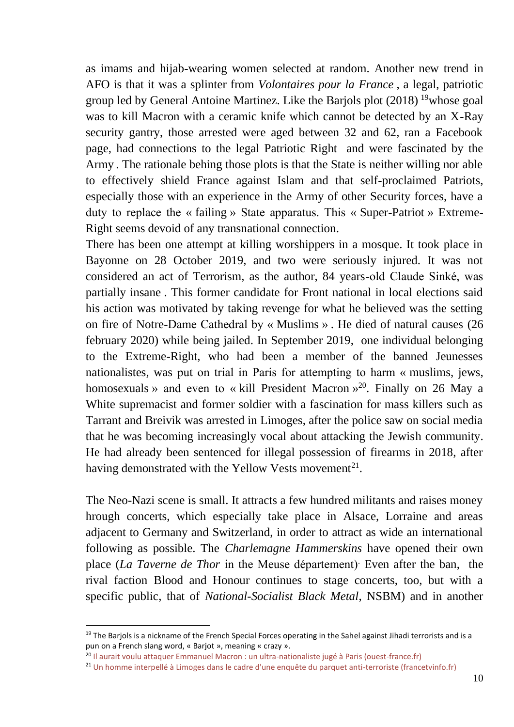as imams and hijab-wearing women selected at random. Another new trend in AFO is that it was a splinter from *Volontaires pour la France* , a legal, patriotic group led by General Antoine Martinez. Like the Barjols plot (2018) [19]whose goal was to kill Macron with a ceramic knife which cannot be detected by an X-Ray security gantry, those arrested were aged between 32 and 62, ran a Facebook page, had connections to the legal Patriotic Right and were fascinated by the Army . The rationale behing those plots is that the State is neither willing nor able to effectively shield France against Islam and that self-proclaimed Patriots, especially those with an experience in the Army of other Security forces, have a duty to replace the « failing » State apparatus. This « Super-Patriot » Extreme-Right seems devoid of any transnational connection.

There has been one attempt at killing worshippers in a mosque. It took place in Bayonne on 28 October 2019, and two were seriously injured. It was not considered an act of Terrorism, as the author, 84 years-old Claude Sinké, was partially insane . This former candidate for Front national in local elections said his action was motivated by taking revenge for what he believed was the setting on fire of Notre-Dame Cathedral by « Muslims » . He died of natural causes (26 february 2020) while being jailed. In September 2019, one individual belonging to the Extreme-Right, who had been a member of the banned Jeunesses nationalistes, was put on trial in Paris for attempting to harm « muslims, jews, homosexuals » and even to « kill President Macron »[20]. Finally on 26 May a White supremacist and former soldier with a fascination for mass killers such as Tarrant and Breivik was arrested in Limoges, after the police saw on social media that he was becoming increasingly vocal about attacking the Jewish community. He had already been sentenced for illegal possession of firearms in 2018, after having demonstrated with the Yellow Vests movement[21].

The Neo-Nazi scene is small. It attracts a few hundred militants and raises money hrough concerts, which especially take place in Alsace, Lorraine and areas adjacent to Germany and Switzerland, in order to attract as wide an international following as possible. The *Charlemagne Hammerskins* have opened their own place (*La Taverne de Thor* in the Meuse département). Even after the ban, the rival faction Blood and Honour continues to stage concerts, too, but with a specific public, that of *National-Socialist Black Metal*, NSBM) and in another

---

[19] The Barjols is a nickname of the French Special Forces operating in the Sahel against Jihadi terrorists and is a pun on a French slang word, « Barjot », meaning « crazy ».

[20] Il aurait voulu attaquer Emmanuel Macron : un ultra-nationaliste jugé à Paris (ouest-france.fr)

[21] Un homme interpellé à Limoges dans le cadre d'une enquête du parquet anti-terroriste (francetvinfo.fr)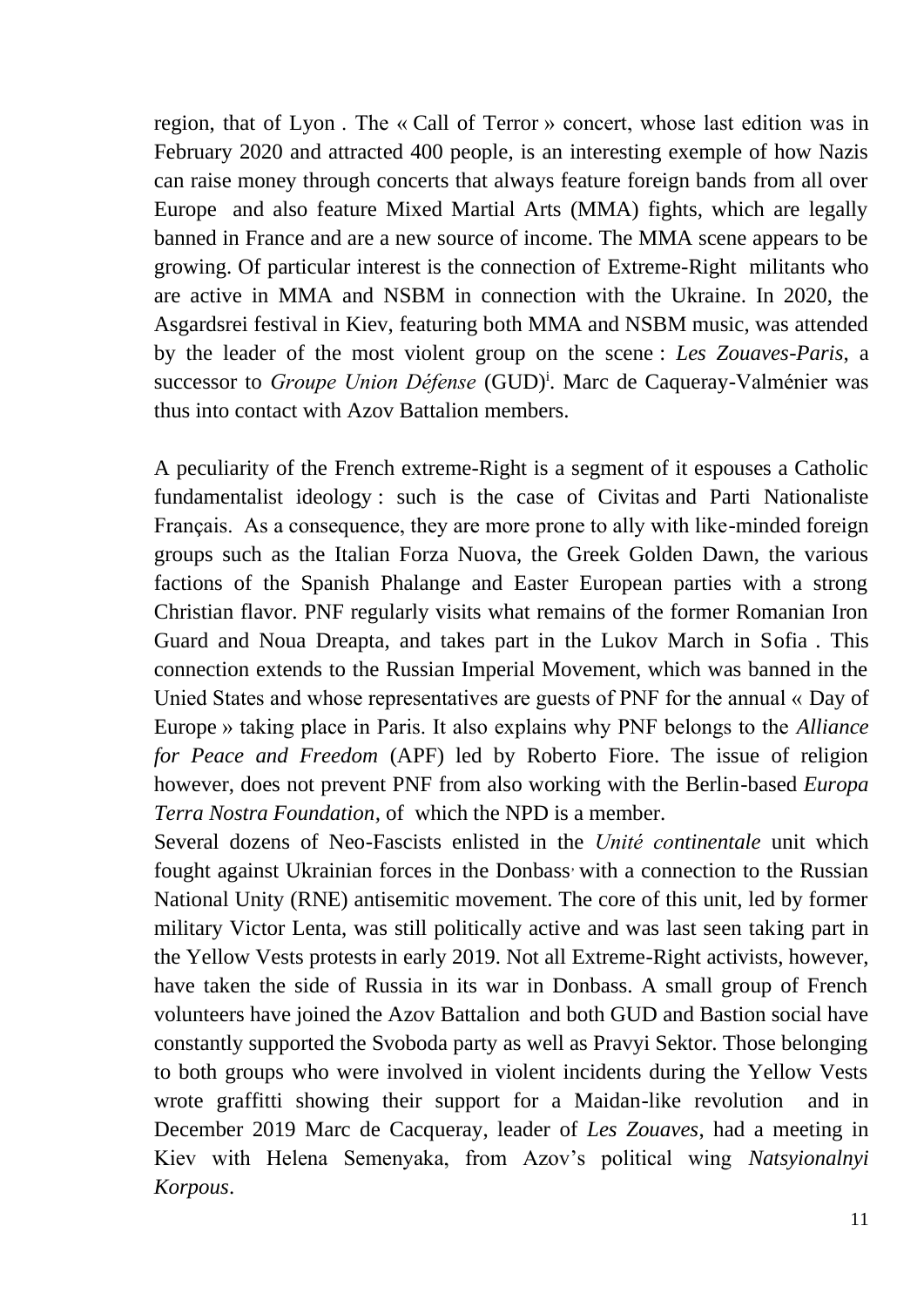region, that of Lyon . The « Call of Terror » concert, whose last edition was in February 2020 and attracted 400 people, is an interesting exemple of how Nazis can raise money through concerts that always feature foreign bands from all over Europe and also feature Mixed Martial Arts (MMA) fights, which are legally banned in France and are a new source of income. The MMA scene appears to be growing. Of particular interest is the connection of Extreme-Right militants who are active in MMA and NSBM in connection with the Ukraine. In 2020, the Asgardsrei festival in Kiev, featuring both MMA and NSBM music, was attended by the leader of the most violent group on the scene : *Les Zouaves-Paris*, a successor to *Groupe Union Défense* (GUD)[i]. Marc de Caqueray-Valménier was thus into contact with Azov Battalion members.

A peculiarity of the French extreme-Right is a segment of it espouses a Catholic fundamentalist ideology : such is the case of Civitas and Parti Nationaliste Français. As a consequence, they are more prone to ally with like-minded foreign groups such as the Italian Forza Nuova, the Greek Golden Dawn, the various factions of the Spanish Phalange and Easter European parties with a strong Christian flavor. PNF regularly visits what remains of the former Romanian Iron Guard and Noua Dreapta, and takes part in the Lukov March in Sofia . This connection extends to the Russian Imperial Movement, which was banned in the Unied States and whose representatives are guests of PNF for the annual « Day of Europe » taking place in Paris. It also explains why PNF belongs to the *Alliance for Peace and Freedom* (APF) led by Roberto Fiore. The issue of religion however, does not prevent PNF from also working with the Berlin-based *Europa Terra Nostra Foundation*, of which the NPD is a member.

Several dozens of Neo-Fascists enlisted in the *Unité continentale* unit which fought against Ukrainian forces in the Donbass, with a connection to the Russian National Unity (RNE) antisemitic movement. The core of this unit, led by former military Victor Lenta, was still politically active and was last seen taking part in the Yellow Vests protests in early 2019. Not all Extreme-Right activists, however, have taken the side of Russia in its war in Donbass. A small group of French volunteers have joined the Azov Battalion and both GUD and Bastion social have constantly supported the Svoboda party as well as Pravyi Sektor. Those belonging to both groups who were involved in violent incidents during the Yellow Vests wrote graffitti showing their support for a Maidan-like revolution and in December 2019 Marc de Cacqueray, leader of *Les Zouaves*, had a meeting in Kiev with Helena Semenyaka, from Azov's political wing *Natsyionalnyi Korpous*.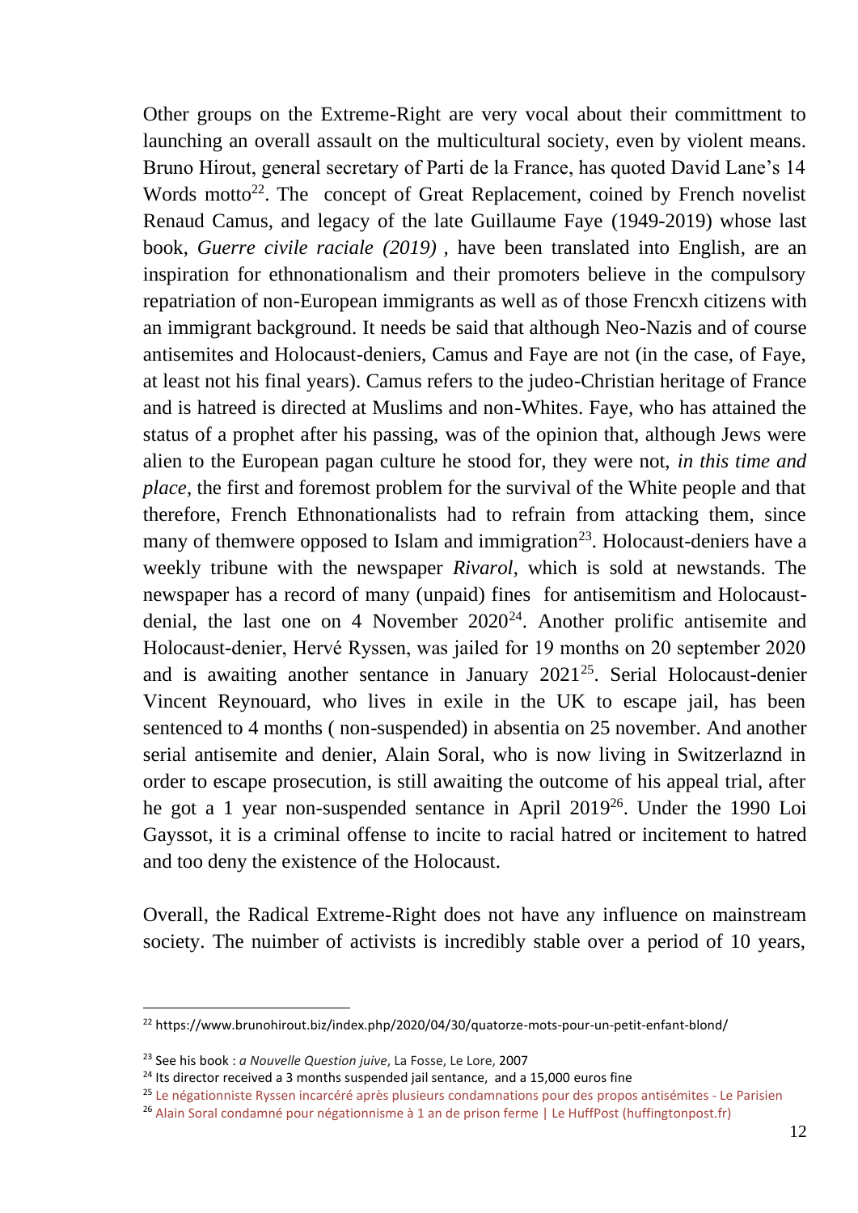Other groups on the Extreme-Right are very vocal about their committment to launching an overall assault on the multicultural society, even by violent means. Bruno Hirout, general secretary of Parti de la France, has quoted David Lane's 14 Words motto[22]. The concept of Great Replacement, coined by French novelist Renaud Camus, and legacy of the late Guillaume Faye (1949-2019) whose last book, *Guerre civile raciale (2019)* , have been translated into English, are an inspiration for ethnonationalism and their promoters believe in the compulsory repatriation of non-European immigrants as well as of those Frencxh citizens with an immigrant background. It needs be said that although Neo-Nazis and of course antisemites and Holocaust-deniers, Camus and Faye are not (in the case, of Faye, at least not his final years). Camus refers to the judeo-Christian heritage of France and is hatreed is directed at Muslims and non-Whites. Faye, who has attained the status of a prophet after his passing, was of the opinion that, although Jews were alien to the European pagan culture he stood for, they were not, *in this time and place*, the first and foremost problem for the survival of the White people and that therefore, French Ethnonationalists had to refrain from attacking them, since many of themwere opposed to Islam and immigration[23]. Holocaust-deniers have a weekly tribune with the newspaper *Rivarol*, which is sold at newstands. The newspaper has a record of many (unpaid) fines for antisemitism and Holocaust-denial, the last one on 4 November 2020[24]. Another prolific antisemite and Holocaust-denier, Hervé Ryssen, was jailed for 19 months on 20 september 2020 and is awaiting another sentance in January 2021[25]. Serial Holocaust-denier Vincent Reynouard, who lives in exile in the UK to escape jail, has been sentenced to 4 months ( non-suspended) in absentia on 25 november. And another serial antisemite and denier, Alain Soral, who is now living in Switzerlaznd in order to escape prosecution, is still awaiting the outcome of his appeal trial, after he got a 1 year non-suspended sentance in April 2019[26]. Under the 1990 Loi Gayssot, it is a criminal offense to incite to racial hatred or incitement to hatred and too deny the existence of the Holocaust.

Overall, the Radical Extreme-Right does not have any influence on mainstream society. The nuimber of activists is incredibly stable over a period of 10 years,

---

[22] https://www.brunohirout.biz/index.php/2020/04/30/quatorze-mots-pour-un-petit-enfant-blond/

[23] See his book : *a Nouvelle Question juive*, La Fosse, Le Lore, 2007

[24] Its director received a 3 months suspended jail sentance, and a 15,000 euros fine

[25] Le négationniste Ryssen incarcéré après plusieurs condamnations pour des propos antisémites - Le Parisien

[26] Alain Soral condamné pour négationnisme à 1 an de prison ferme | Le HuffPost (huffingtonpost.fr)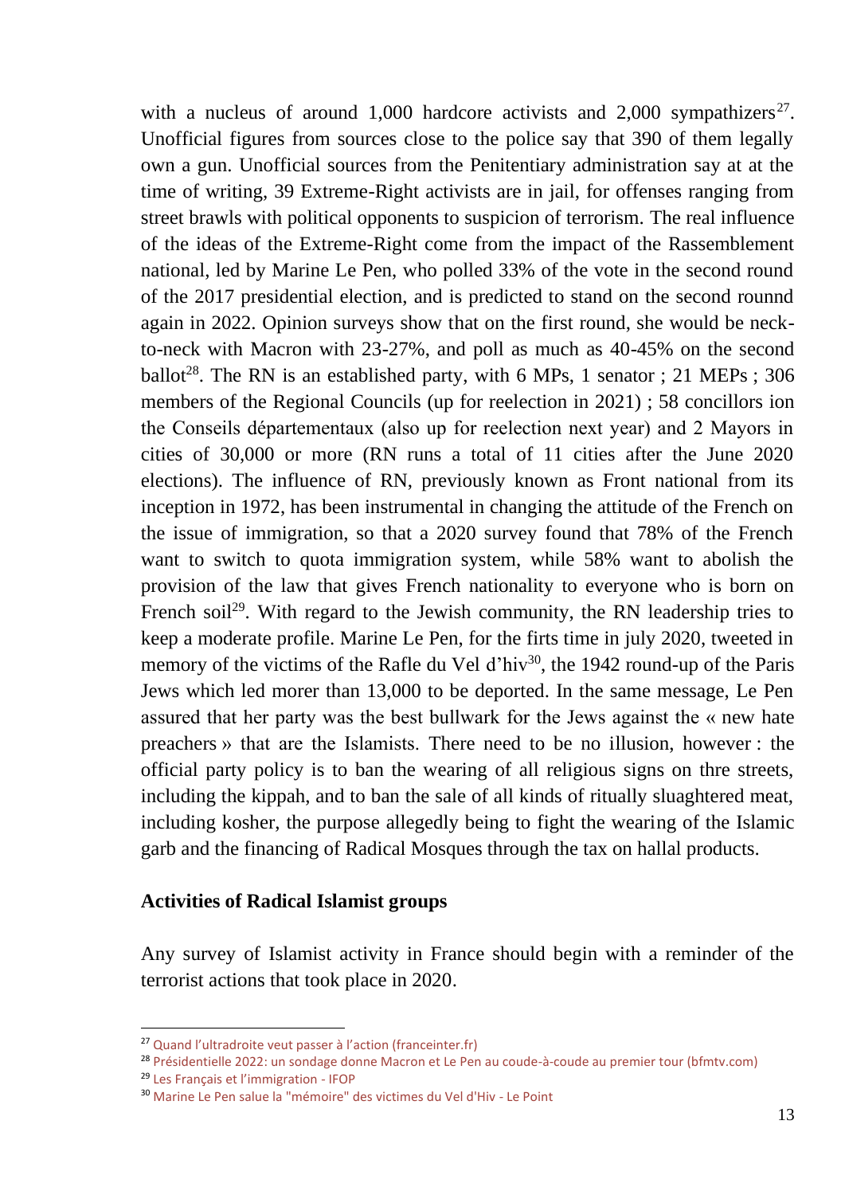with a nucleus of around 1,000 hardcore activists and 2,000 sympathizers[27]. Unofficial figures from sources close to the police say that 390 of them legally own a gun. Unofficial sources from the Penitentiary administration say at at the time of writing, 39 Extreme-Right activists are in jail, for offenses ranging from street brawls with political opponents to suspicion of terrorism. The real influence of the ideas of the Extreme-Right come from the impact of the Rassemblement national, led by Marine Le Pen, who polled 33% of the vote in the second round of the 2017 presidential election, and is predicted to stand on the second rounnd again in 2022. Opinion surveys show that on the first round, she would be neck-to-neck with Macron with 23-27%, and poll as much as 40-45% on the second ballot[28]. The RN is an established party, with 6 MPs, 1 senator ; 21 MEPs ; 306 members of the Regional Councils (up for reelection in 2021) ; 58 concillors ion the Conseils départementaux (also up for reelection next year) and 2 Mayors in cities of 30,000 or more (RN runs a total of 11 cities after the June 2020 elections). The influence of RN, previously known as Front national from its inception in 1972, has been instrumental in changing the attitude of the French on the issue of immigration, so that a 2020 survey found that 78% of the French want to switch to quota immigration system, while 58% want to abolish the provision of the law that gives French nationality to everyone who is born on French soil[29]. With regard to the Jewish community, the RN leadership tries to keep a moderate profile. Marine Le Pen, for the firts time in july 2020, tweeted in memory of the victims of the Rafle du Vel d'hiv[30], the 1942 round-up of the Paris Jews which led morer than 13,000 to be deported. In the same message, Le Pen assured that her party was the best bullwark for the Jews against the « new hate preachers » that are the Islamists. There need to be no illusion, however : the official party policy is to ban the wearing of all religious signs on thre streets, including the kippah, and to ban the sale of all kinds of ritually sluaghtered meat, including kosher, the purpose allegedly being to fight the wearing of the Islamic garb and the financing of Radical Mosques through the tax on hallal products.

**Activities of Radical Islamist groups**

Any survey of Islamist activity in France should begin with a reminder of the terrorist actions that took place in 2020.

---

[27] Quand l'ultradroite veut passer à l'action (franceinter.fr)

[28] Présidentielle 2022: un sondage donne Macron et Le Pen au coude-à-coude au premier tour (bfmtv.com)

[29] Les Français et l'immigration - IFOP

[30] Marine Le Pen salue la "mémoire" des victimes du Vel d'Hiv - Le Point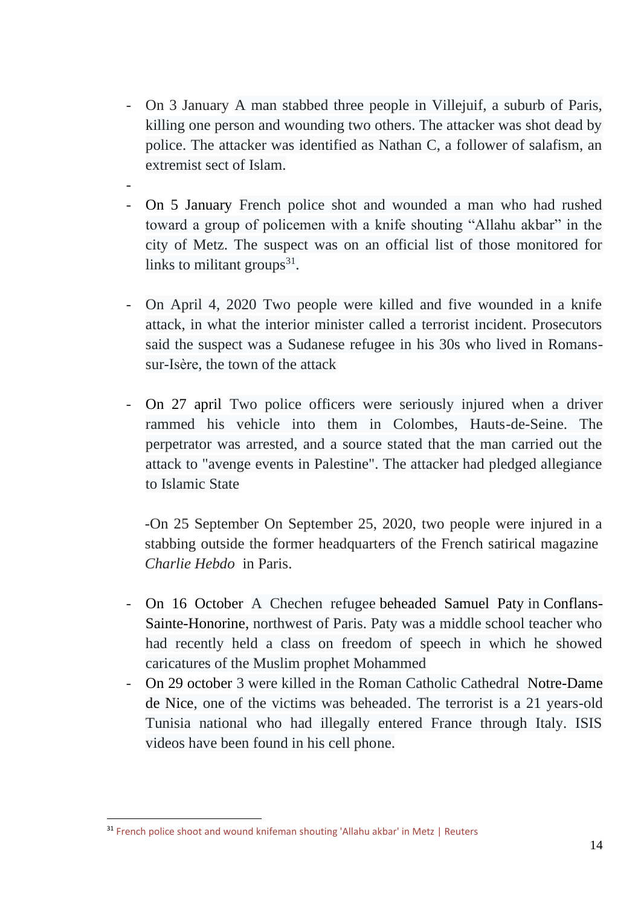- On 3 January A man stabbed three people in Villejuif, a suburb of Paris, killing one person and wounding two others. The attacker was shot dead by police. The attacker was identified as Nathan C, a follower of salafism, an extremist sect of Islam.
-
- On 5 January French police shot and wounded a man who had rushed toward a group of policemen with a knife shouting “Allahu akbar” in the city of Metz. The suspect was on an official list of those monitored for links to militant groups[31].

- On April 4, 2020 Two people were killed and five wounded in a knife attack, in what the interior minister called a terrorist incident. Prosecutors said the suspect was a Sudanese refugee in his 30s who lived in Romans-sur-Isère, the town of the attack

- On 27 april Two police officers were seriously injured when a driver rammed his vehicle into them in Colombes, Hauts-de-Seine. The perpetrator was arrested, and a source stated that the man carried out the attack to "avenge events in Palestine". The attacker had pledged allegiance to Islamic State

  -On 25 September On September 25, 2020, two people were injured in a stabbing outside the former headquarters of the French satirical magazine *Charlie Hebdo* in Paris.

- On 16 October A Chechen refugee beheaded Samuel Paty in Conflans-Sainte-Honorine, northwest of Paris. Paty was a middle school teacher who had recently held a class on freedom of speech in which he showed caricatures of the Muslim prophet Mohammed
- On 29 october 3 were killed in the Roman Catholic Cathedral Notre-Dame de Nice, one of the victims was beheaded. The terrorist is a 21 years-old Tunisia national who had illegally entered France through Italy. ISIS videos have been found in his cell phone.

[31] French police shoot and wound knifeman shouting 'Allahu akbar' in Metz | Reuters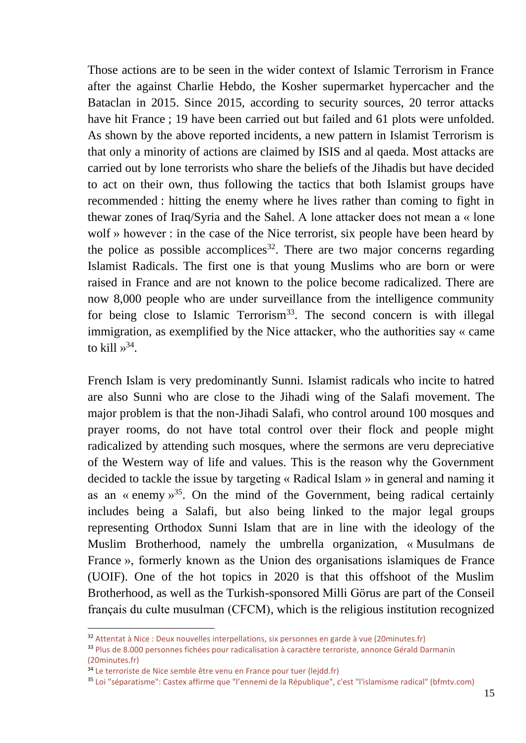Those actions are to be seen in the wider context of Islamic Terrorism in France after the against Charlie Hebdo, the Kosher supermarket hypercacher and the Bataclan in 2015. Since 2015, according to security sources, 20 terror attacks have hit France ; 19 have been carried out but failed and 61 plots were unfolded. As shown by the above reported incidents, a new pattern in Islamist Terrorism is that only a minority of actions are claimed by ISIS and al qaeda. Most attacks are carried out by lone terrorists who share the beliefs of the Jihadis but have decided to act on their own, thus following the tactics that both Islamist groups have recommended : hitting the enemy where he lives rather than coming to fight in thewar zones of Iraq/Syria and the Sahel. A lone attacker does not mean a « lone wolf » however : in the case of the Nice terrorist, six people have been heard by the police as possible accomplices[32]. There are two major concerns regarding Islamist Radicals. The first one is that young Muslims who are born or were raised in France and are not known to the police become radicalized. There are now 8,000 people who are under surveillance from the intelligence community for being close to Islamic Terrorism[33]. The second concern is with illegal immigration, as exemplified by the Nice attacker, who the authorities say « came to kill »[34].

French Islam is very predominantly Sunni. Islamist radicals who incite to hatred are also Sunni who are close to the Jihadi wing of the Salafi movement. The major problem is that the non-Jihadi Salafi, who control around 100 mosques and prayer rooms, do not have total control over their flock and people might radicalized by attending such mosques, where the sermons are veru depreciative of the Western way of life and values. This is the reason why the Government decided to tackle the issue by targeting « Radical Islam » in general and naming it as an « enemy »[35]. On the mind of the Government, being radical certainly includes being a Salafi, but also being linked to the major legal groups representing Orthodox Sunni Islam that are in line with the ideology of the Muslim Brotherhood, namely the umbrella organization, « Musulmans de France », formerly known as the Union des organisations islamiques de France (UOIF). One of the hot topics in 2020 is that this offshoot of the Muslim Brotherhood, as well as the Turkish-sponsored Milli Görus are part of the Conseil français du culte musulman (CFCM), which is the religious institution recognized

---

[32] Attentat à Nice : Deux nouvelles interpellations, six personnes en garde à vue (20minutes.fr)

[33] Plus de 8.000 personnes fichées pour radicalisation à caractère terroriste, annonce Gérald Darmanin (20minutes.fr)

[34] Le terroriste de Nice semble être venu en France pour tuer (lejdd.fr)

[35] Loi "séparatisme": Castex affirme que "l'ennemi de la République", c'est "l'islamisme radical" (bfmtv.com)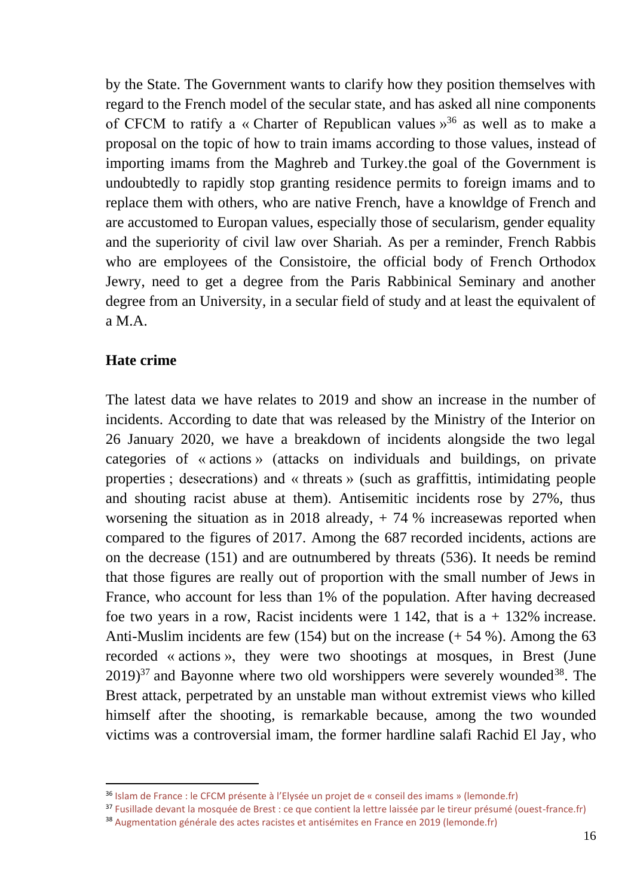by the State. The Government wants to clarify how they position themselves with regard to the French model of the secular state, and has asked all nine components of CFCM to ratify a « Charter of Republican values »[36] as well as to make a proposal on the topic of how to train imams according to those values, instead of importing imams from the Maghreb and Turkey.the goal of the Government is undoubtedly to rapidly stop granting residence permits to foreign imams and to replace them with others, who are native French, have a knowldge of French and are accustomed to Europan values, especially those of secularism, gender equality and the superiority of civil law over Shariah. As per a reminder, French Rabbis who are employees of the Consistoire, the official body of French Orthodox Jewry, need to get a degree from the Paris Rabbinical Seminary and another degree from an University, in a secular field of study and at least the equivalent of a M.A.

**Hate crime**

The latest data we have relates to 2019 and show an increase in the number of incidents. According to date that was released by the Ministry of the Interior on 26 January 2020, we have a breakdown of incidents alongside the two legal categories of « actions » (attacks on individuals and buildings, on private properties ; desecrations) and « threats » (such as graffittis, intimidating people and shouting racist abuse at them). Antisemitic incidents rose by 27%, thus worsening the situation as in 2018 already, + 74 % increasewas reported when compared to the figures of 2017. Among the 687 recorded incidents, actions are on the decrease (151) and are outnumbered by threats (536). It needs be remind that those figures are really out of proportion with the small number of Jews in France, who account for less than 1% of the population. After having decreased foe two years in a row, Racist incidents were 1 142, that is a + 132% increase. Anti-Muslim incidents are few (154) but on the increase (+ 54 %). Among the 63 recorded « actions », they were two shootings at mosques, in Brest (June 2019)[37] and Bayonne where two old worshippers were severely wounded[38]. The Brest attack, perpetrated by an unstable man without extremist views who killed himself after the shooting, is remarkable because, among the two wounded victims was a controversial imam, the former hardline salafi Rachid El Jay, who

---

[36] Islam de France : le CFCM présente à l'Elysée un projet de « conseil des imams » (lemonde.fr)

[37] Fusillade devant la mosquée de Brest : ce que contient la lettre laissée par le tireur présumé (ouest-france.fr)

[38] Augmentation générale des actes racistes et antisémites en France en 2019 (lemonde.fr)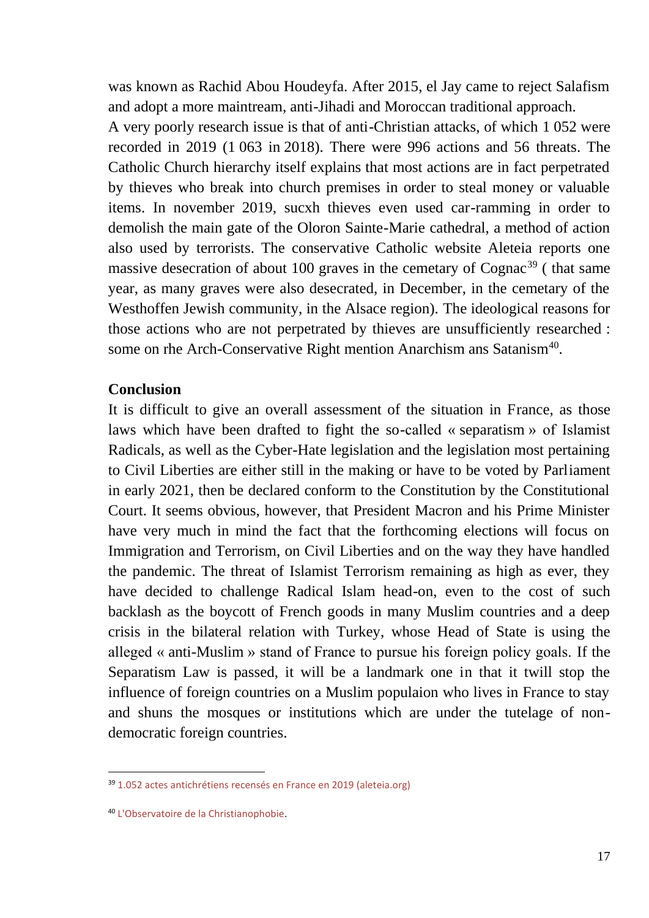was known as Rachid Abou Houdeyfa. After 2015, el Jay came to reject Salafism and adopt a more maintream, anti-Jihadi and Moroccan traditional approach.

A very poorly research issue is that of anti-Christian attacks, of which 1 052 were recorded in 2019 (1 063 in 2018). There were 996 actions and 56 threats. The Catholic Church hierarchy itself explains that most actions are in fact perpetrated by thieves who break into church premises in order to steal money or valuable items. In november 2019, sucxh thieves even used car-ramming in order to demolish the main gate of the Oloron Sainte-Marie cathedral, a method of action also used by terrorists. The conservative Catholic website Aleteia reports one massive desecration of about 100 graves in the cemetary of Cognac[39] ( that same year, as many graves were also desecrated, in December, in the cemetary of the Westhoffen Jewish community, in the Alsace region). The ideological reasons for those actions who are not perpetrated by thieves are unsufficiently researched : some on rhe Arch-Conservative Right mention Anarchism ans Satanism[40].

**Conclusion**

It is difficult to give an overall assessment of the situation in France, as those laws which have been drafted to fight the so-called « separatism » of Islamist Radicals, as well as the Cyber-Hate legislation and the legislation most pertaining to Civil Liberties are either still in the making or have to be voted by Parliament in early 2021, then be declared conform to the Constitution by the Constitutional Court. It seems obvious, however, that President Macron and his Prime Minister have very much in mind the fact that the forthcoming elections will focus on Immigration and Terrorism, on Civil Liberties and on the way they have handled the pandemic. The threat of Islamist Terrorism remaining as high as ever, they have decided to challenge Radical Islam head-on, even to the cost of such backlash as the boycott of French goods in many Muslim countries and a deep crisis in the bilateral relation with Turkey, whose Head of State is using the alleged « anti-Muslim » stand of France to pursue his foreign policy goals. If the Separatism Law is passed, it will be a landmark one in that it twill stop the influence of foreign countries on a Muslim populaion who lives in France to stay and shuns the mosques or institutions which are under the tutelage of non-democratic foreign countries.

---

[39] 1.052 actes antichrétiens recensés en France en 2019 (aleteia.org)

[40] L'Observatoire de la Christianophobie.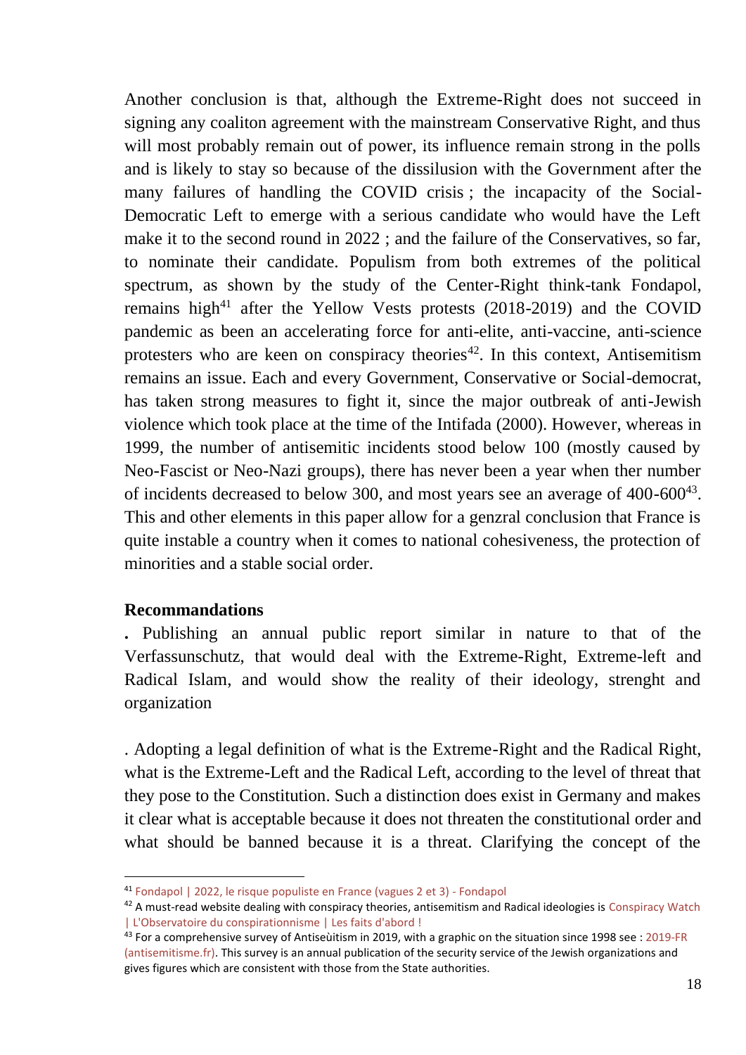Another conclusion is that, although the Extreme-Right does not succeed in signing any coaliton agreement with the mainstream Conservative Right, and thus will most probably remain out of power, its influence remain strong in the polls and is likely to stay so because of the dissilusion with the Government after the many failures of handling the COVID crisis ; the incapacity of the Social-Democratic Left to emerge with a serious candidate who would have the Left make it to the second round in 2022 ; and the failure of the Conservatives, so far, to nominate their candidate. Populism from both extremes of the political spectrum, as shown by the study of the Center-Right think-tank Fondapol, remains high[41] after the Yellow Vests protests (2018-2019) and the COVID pandemic as been an accelerating force for anti-elite, anti-vaccine, anti-science protesters who are keen on conspiracy theories[42]. In this context, Antisemitism remains an issue. Each and every Government, Conservative or Social-democrat, has taken strong measures to fight it, since the major outbreak of anti-Jewish violence which took place at the time of the Intifada (2000). However, whereas in 1999, the number of antisemitic incidents stood below 100 (mostly caused by Neo-Fascist or Neo-Nazi groups), there has never been a year when ther number of incidents decreased to below 300, and most years see an average of 400-600[43]. This and other elements in this paper allow for a genzral conclusion that France is quite instable a country when it comes to national cohesiveness, the protection of minorities and a stable social order.

**Recommandations**

. Publishing an annual public report similar in nature to that of the Verfassunschutz, that would deal with the Extreme-Right, Extreme-left and Radical Islam, and would show the reality of their ideology, strenght and organization

. Adopting a legal definition of what is the Extreme-Right and the Radical Right, what is the Extreme-Left and the Radical Left, according to the level of threat that they pose to the Constitution. Such a distinction does exist in Germany and makes it clear what is acceptable because it does not threaten the constitutional order and what should be banned because it is a threat. Clarifying the concept of the

---

[41] Fondapol | 2022, le risque populiste en France (vagues 2 et 3) - Fondapol

[42] A must-read website dealing with conspiracy theories, antisemitism and Radical ideologies is Conspiracy Watch | L'Observatoire du conspirationnisme | Les faits d'abord !

[43] For a comprehensive survey of Antiseùitism in 2019, with a graphic on the situation since 1998 see : 2019-FR (antisemitisme.fr). This survey is an annual publication of the security service of the Jewish organizations and gives figures which are consistent with those from the State authorities.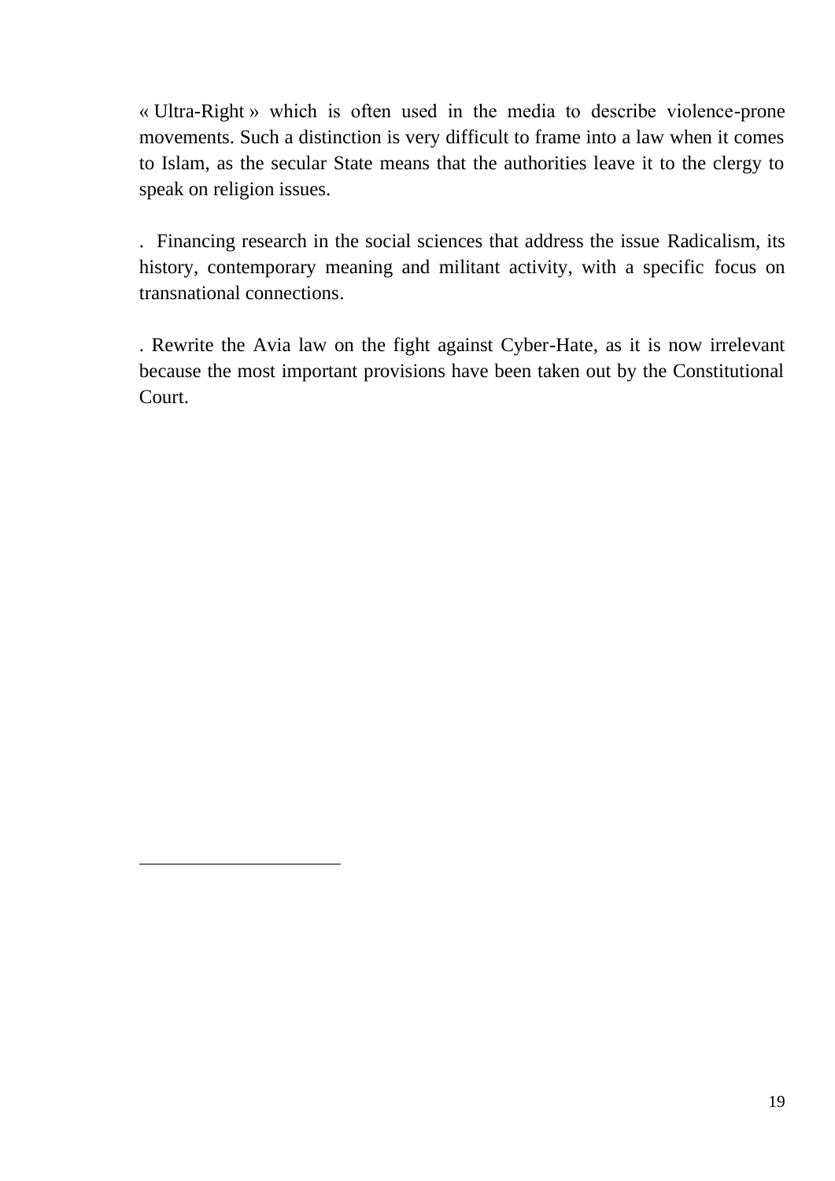« Ultra-Right » which is often used in the media to describe violence-prone movements. Such a distinction is very difficult to frame into a law when it comes to Islam, as the secular State means that the authorities leave it to the clergy to speak on religion issues.

. Financing research in the social sciences that address the issue Radicalism, its history, contemporary meaning and militant activity, with a specific focus on transnational connections.

. Rewrite the Avia law on the fight against Cyber-Hate, as it is now irrelevant because the most important provisions have been taken out by the Constitutional Court.